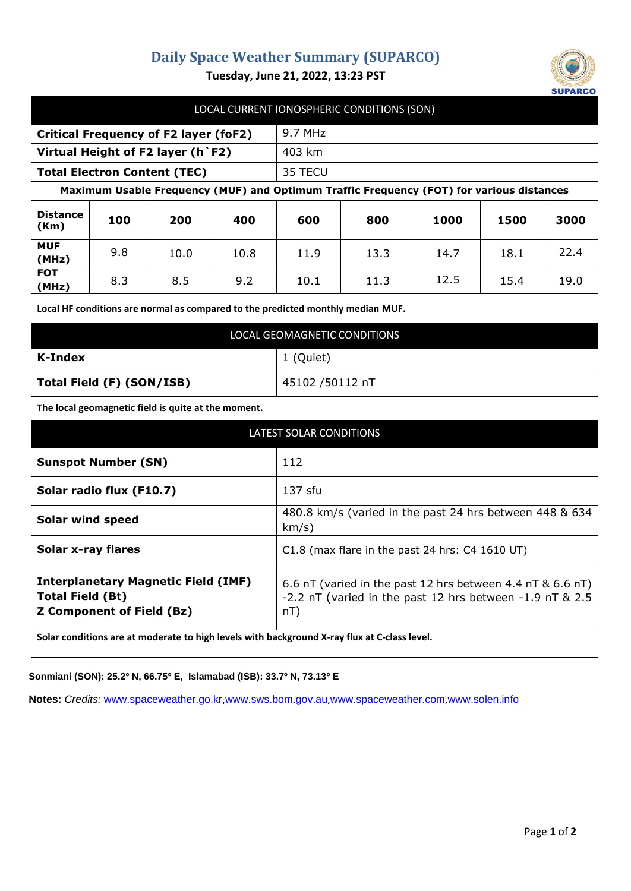# Daily Space Weather Summary (SUPARCO)

**Tuesday, June 21, 2022, 13:23 PST**

## LOCAL CURRENT IONOSPHERIC CONDITIONS (SON)

| | |
|---|---|
| **Critical Frequency of F2 layer (foF2)** | 9.7 MHz |
| **Virtual Height of F2 layer (h`F2)** | 403 km |
| **Total Electron Content (TEC)** | 35 TECU |

**Maximum Usable Frequency (MUF) and Optimum Traffic Frequency (FOT) for various distances**

| **Distance (Km)** | **100** | **200** | **400** | **600** | **800** | **1000** | **1500** | **3000** |
|---|---|---|---|---|---|---|---|---|
| **MUF (MHz)** | 9.8 | 10.0 | 10.8 | 11.9 | 13.3 | 14.7 | 18.1 | 22.4 |
| **FOT (MHz)** | 8.3 | 8.5 | 9.2 | 10.1 | 11.3 | 12.5 | 15.4 | 19.0 |

**Local HF conditions are normal as compared to the predicted monthly median MUF.**

## LOCAL GEOMAGNETIC CONDITIONS

| | |
|---|---|
| **K-Index** | 1 (Quiet) |
| **Total Field (F) (SON/ISB)** | 45102 /50112 nT |

**The local geomagnetic field is quite at the moment.**

## LATEST SOLAR CONDITIONS

| | |
|---|---|
| **Sunspot Number (SN)** | 112 |
| **Solar radio flux (F10.7)** | 137 sfu |
| **Solar wind speed** | 480.8 km/s (varied in the past 24 hrs between 448 & 634 km/s) |
| **Solar x-ray flares** | C1.8 (max flare in the past 24 hrs: C4 1610 UT) |
| **Interplanetary Magnetic Field (IMF)**<br>**Total Field (Bt)**<br>**Z Component of Field (Bz)** | 6.6 nT (varied in the past 12 hrs between 4.4 nT & 6.6 nT)<br>-2.2 nT (varied in the past 12 hrs between -1.9 nT & 2.5 nT) |

**Solar conditions are at moderate to high levels with background X-ray flux at C-class level.**

**Sonmiani (SON): 25.2º N, 66.75º E, Islamabad (ISB): 33.7º N, 73.13º E**

**Notes:** *Credits:* www.spaceweather.go.kr,www.sws.bom.gov.au,www.spaceweather.com,www.solen.info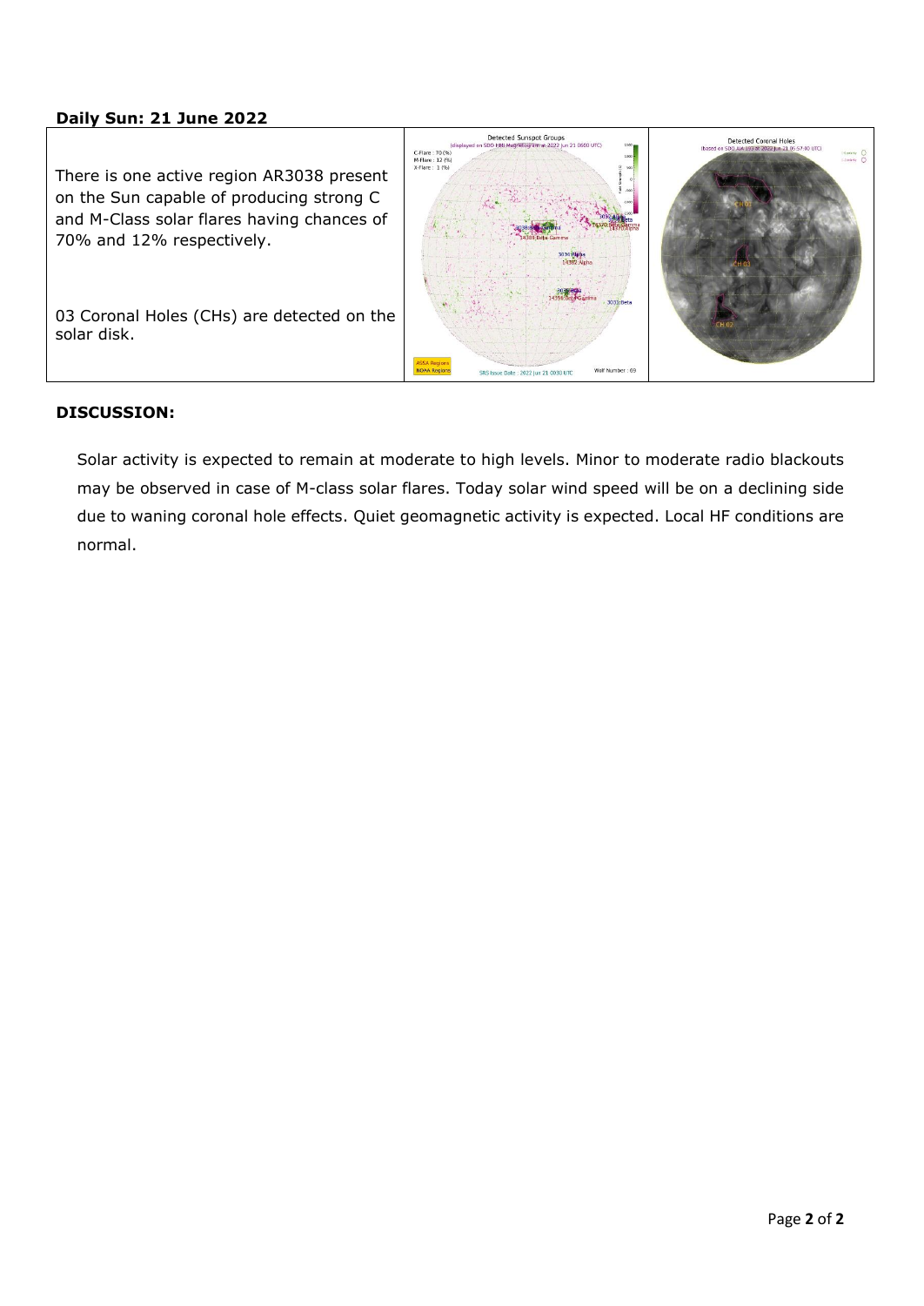**Daily Sun: 21 June 2022**

There is one active region AR3038 present on the Sun capable of producing strong C and M-Class solar flares having chances of 70% and 12% respectively.

03 Coronal Holes (CHs) are detected on the solar disk.

**DISCUSSION:**

Solar activity is expected to remain at moderate to high levels. Minor to moderate radio blackouts may be observed in case of M-class solar flares. Today solar wind speed will be on a declining side due to waning coronal hole effects. Quiet geomagnetic activity is expected. Local HF conditions are normal.